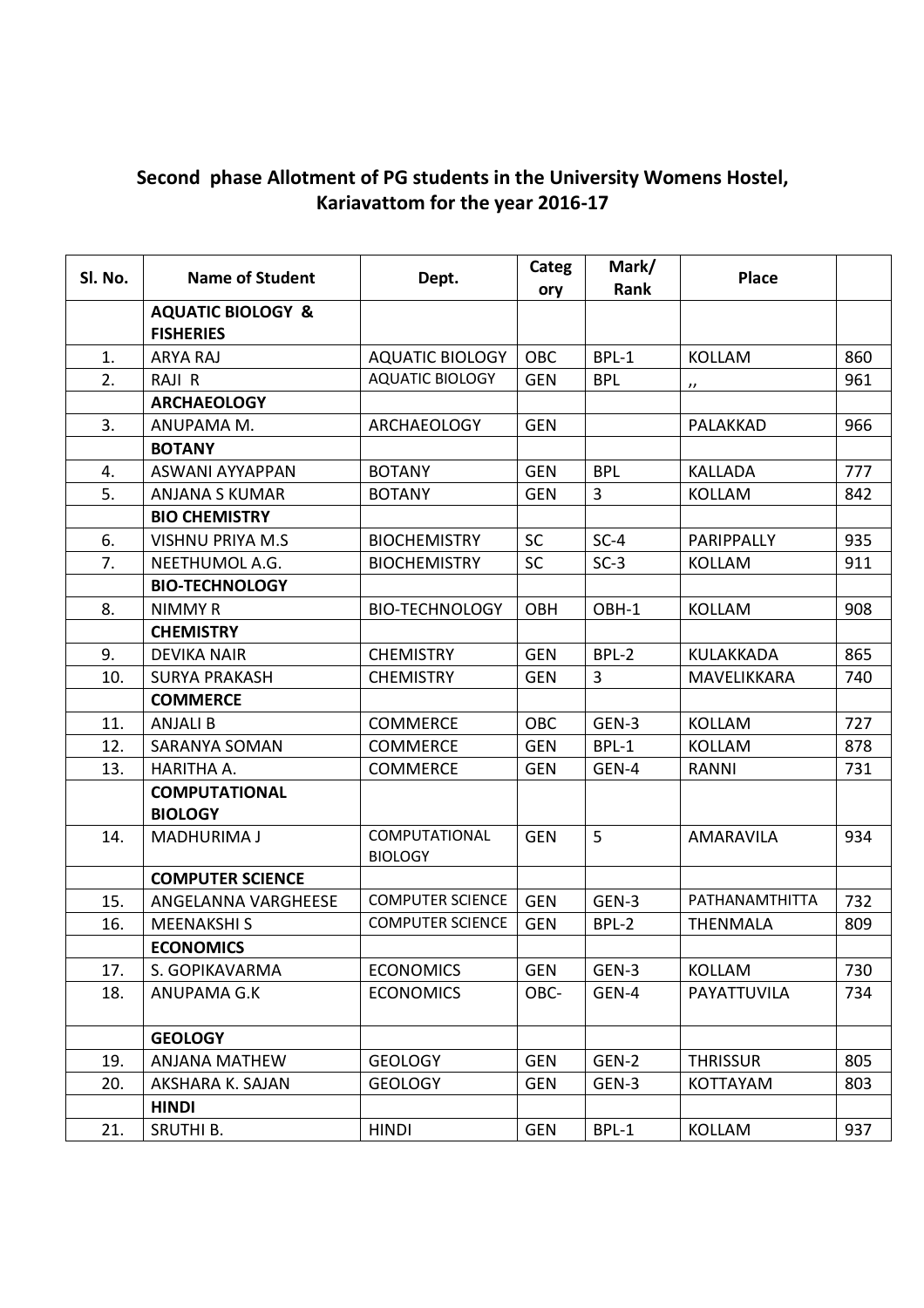## Second phase Allotment of PG students in the University Womens Hostel, Kariavattom for the year 2016-17

| Sl. No. | Name of Student | Dept. | Category | Mark/ Rank | Place | |
|---|---|---|---|---|---|---|
| | **AQUATIC BIOLOGY & FISHERIES** | | | | | |
| 1. | ARYA RAJ | AQUATIC BIOLOGY | OBC | BPL-1 | KOLLAM | 860 |
| 2. | RAJI R | AQUATIC BIOLOGY | GEN | BPL | ,, | 961 |
| | **ARCHAEOLOGY** | | | | | |
| 3. | ANUPAMA M. | ARCHAEOLOGY | GEN | | PALAKKAD | 966 |
| | **BOTANY** | | | | | |
| 4. | ASWANI AYYAPPAN | BOTANY | GEN | BPL | KALLADA | 777 |
| 5. | ANJANA S KUMAR | BOTANY | GEN | 3 | KOLLAM | 842 |
| | **BIO CHEMISTRY** | | | | | |
| 6. | VISHNU PRIYA M.S | BIOCHEMISTRY | SC | SC-4 | PARIPPALLY | 935 |
| 7. | NEETHUMOL A.G. | BIOCHEMISTRY | SC | SC-3 | KOLLAM | 911 |
| | **BIO-TECHNOLOGY** | | | | | |
| 8. | NIMMY R | BIO-TECHNOLOGY | OBH | OBH-1 | KOLLAM | 908 |
| | **CHEMISTRY** | | | | | |
| 9. | DEVIKA NAIR | CHEMISTRY | GEN | BPL-2 | KULAKKADA | 865 |
| 10. | SURYA PRAKASH | CHEMISTRY | GEN | 3 | MAVELIKKARA | 740 |
| | **COMMERCE** | | | | | |
| 11. | ANJALI B | COMMERCE | OBC | GEN-3 | KOLLAM | 727 |
| 12. | SARANYA SOMAN | COMMERCE | GEN | BPL-1 | KOLLAM | 878 |
| 13. | HARITHA A. | COMMERCE | GEN | GEN-4 | RANNI | 731 |
| | **COMPUTATIONAL BIOLOGY** | | | | | |
| 14. | MADHURIMA J | COMPUTATIONAL BIOLOGY | GEN | 5 | AMARAVILA | 934 |
| | **COMPUTER SCIENCE** | | | | | |
| 15. | ANGELANNA VARGHEESE | COMPUTER SCIENCE | GEN | GEN-3 | PATHANAMTHITTA | 732 |
| 16. | MEENAKSHI S | COMPUTER SCIENCE | GEN | BPL-2 | THENMALA | 809 |
| | **ECONOMICS** | | | | | |
| 17. | S. GOPIKAVARMA | ECONOMICS | GEN | GEN-3 | KOLLAM | 730 |
| 18. | ANUPAMA G.K | ECONOMICS | OBC- | GEN-4 | PAYATTUVILA | 734 |
| | **GEOLOGY** | | | | | |
| 19. | ANJANA MATHEW | GEOLOGY | GEN | GEN-2 | THRISSUR | 805 |
| 20. | AKSHARA K. SAJAN | GEOLOGY | GEN | GEN-3 | KOTTAYAM | 803 |
| | **HINDI** | | | | | |
| 21. | SRUTHI B. | HINDI | GEN | BPL-1 | KOLLAM | 937 |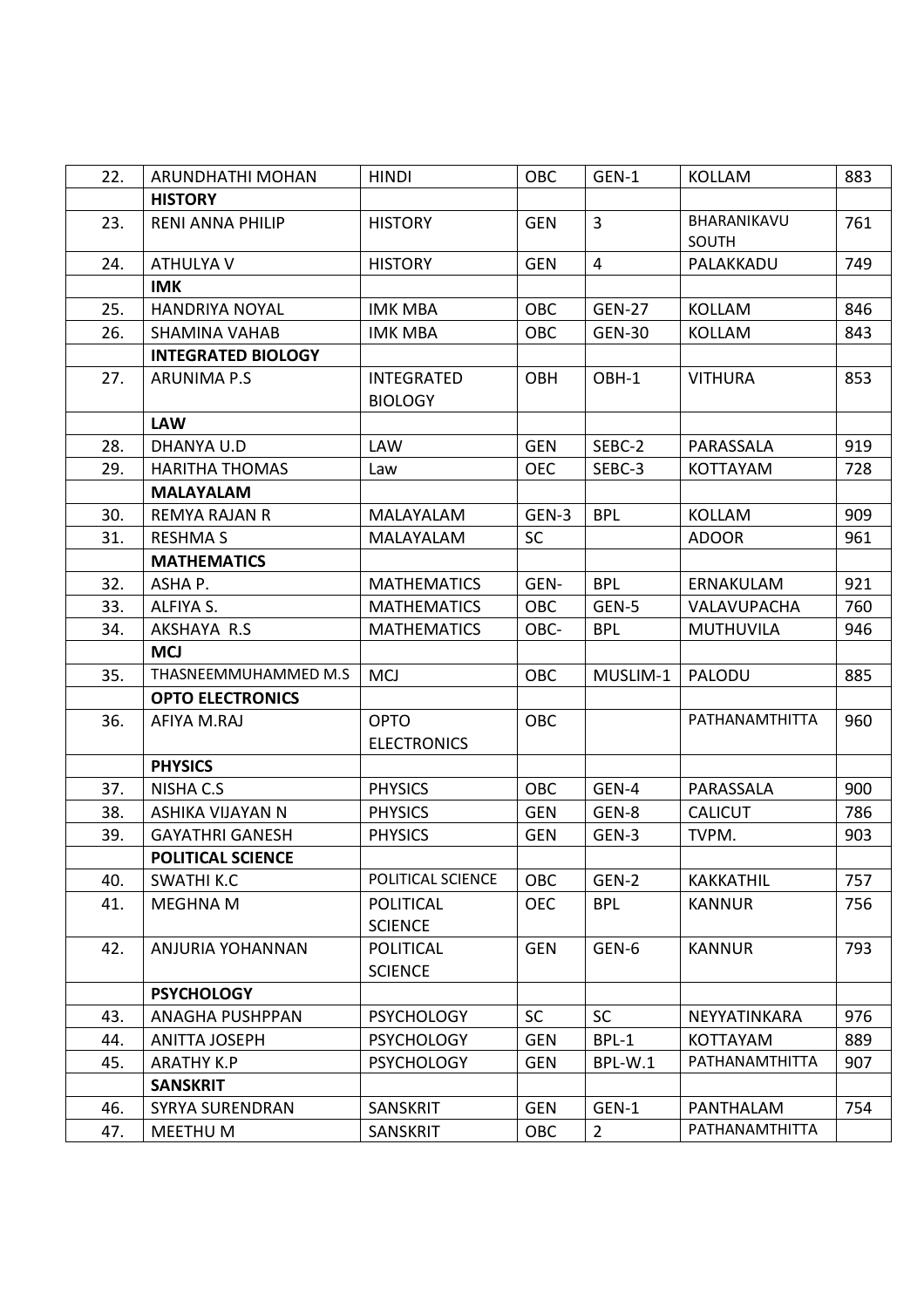| | | | | | | |
|---|---|---|---|---|---|---|
| 22. | ARUNDHATHI MOHAN | HINDI | OBC | GEN-1 | KOLLAM | 883 |
| | **HISTORY** | | | | | |
| 23. | RENI ANNA PHILIP | HISTORY | GEN | 3 | BHARANIKAVU SOUTH | 761 |
| 24. | ATHULYA V | HISTORY | GEN | 4 | PALAKKADU | 749 |
| | **IMK** | | | | | |
| 25. | HANDRIYA NOYAL | IMK MBA | OBC | GEN-27 | KOLLAM | 846 |
| 26. | SHAMINA VAHAB | IMK MBA | OBC | GEN-30 | KOLLAM | 843 |
| | **INTEGRATED BIOLOGY** | | | | | |
| 27. | ARUNIMA P.S | INTEGRATED BIOLOGY | OBH | OBH-1 | VITHURA | 853 |
| | **LAW** | | | | | |
| 28. | DHANYA U.D | LAW | GEN | SEBC-2 | PARASSALA | 919 |
| 29. | HARITHA THOMAS | Law | OEC | SEBC-3 | KOTTAYAM | 728 |
| | **MALAYALAM** | | | | | |
| 30. | REMYA RAJAN R | MALAYALAM | GEN-3 | BPL | KOLLAM | 909 |
| 31. | RESHMA S | MALAYALAM | SC | | ADOOR | 961 |
| | **MATHEMATICS** | | | | | |
| 32. | ASHA P. | MATHEMATICS | GEN- | BPL | ERNAKULAM | 921 |
| 33. | ALFIYA S. | MATHEMATICS | OBC | GEN-5 | VALAVUPACHA | 760 |
| 34. | AKSHAYA R.S | MATHEMATICS | OBC- | BPL | MUTHUVILA | 946 |
| | **MCJ** | | | | | |
| 35. | THASNEEMMUHAMMED M.S | MCJ | OBC | MUSLIM-1 | PALODU | 885 |
| | **OPTO ELECTRONICS** | | | | | |
| 36. | AFIYA M.RAJ | OPTO ELECTRONICS | OBC | | PATHANAMTHITTA | 960 |
| | **PHYSICS** | | | | | |
| 37. | NISHA C.S | PHYSICS | OBC | GEN-4 | PARASSALA | 900 |
| 38. | ASHIKA VIJAYAN N | PHYSICS | GEN | GEN-8 | CALICUT | 786 |
| 39. | GAYATHRI GANESH | PHYSICS | GEN | GEN-3 | TVPM. | 903 |
| | **POLITICAL SCIENCE** | | | | | |
| 40. | SWATHI K.C | POLITICAL SCIENCE | OBC | GEN-2 | KAKKATHIL | 757 |
| 41. | MEGHNA M | POLITICAL SCIENCE | OEC | BPL | KANNUR | 756 |
| 42. | ANJURIA YOHANNAN | POLITICAL SCIENCE | GEN | GEN-6 | KANNUR | 793 |
| | **PSYCHOLOGY** | | | | | |
| 43. | ANAGHA PUSHPPAN | PSYCHOLOGY | SC | SC | NEYYATINKARA | 976 |
| 44. | ANITTA JOSEPH | PSYCHOLOGY | GEN | BPL-1 | KOTTAYAM | 889 |
| 45. | ARATHY K.P | PSYCHOLOGY | GEN | BPL-W.1 | PATHANAMTHITTA | 907 |
| | **SANSKRIT** | | | | | |
| 46. | SYRYA SURENDRAN | SANSKRIT | GEN | GEN-1 | PANTHALAM | 754 |
| 47. | MEETHU M | SANSKRIT | OBC | 2 | PATHANAMTHITTA | |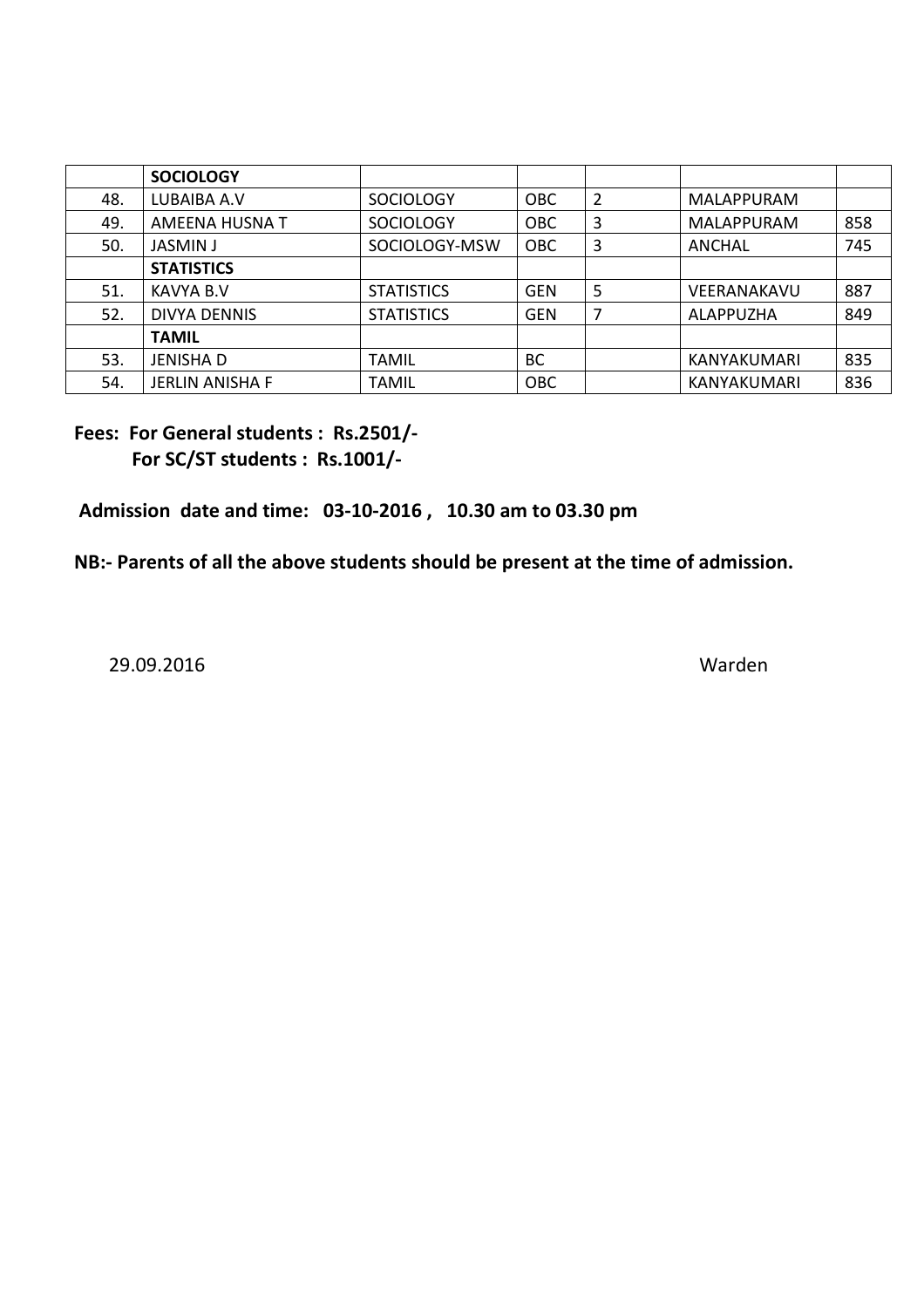| | | | | | | |
|---|---|---|---|---|---|---|
| | **SOCIOLOGY** | | | | | |
| 48. | LUBAIBA A.V | SOCIOLOGY | OBC | 2 | MALAPPURAM | |
| 49. | AMEENA HUSNA T | SOCIOLOGY | OBC | 3 | MALAPPURAM | 858 |
| 50. | JASMIN J | SOCIOLOGY-MSW | OBC | 3 | ANCHAL | 745 |
| | **STATISTICS** | | | | | |
| 51. | KAVYA B.V | STATISTICS | GEN | 5 | VEERANAKAVU | 887 |
| 52. | DIVYA DENNIS | STATISTICS | GEN | 7 | ALAPPUZHA | 849 |
| | **TAMIL** | | | | | |
| 53. | JENISHA D | TAMIL | BC | | KANYAKUMARI | 835 |
| 54. | JERLIN ANISHA F | TAMIL | OBC | | KANYAKUMARI | 836 |

**Fees: For General students : Rs.2501/-**
**For SC/ST students : Rs.1001/-**

**Admission date and time: 03-10-2016 , 10.30 am to 03.30 pm**

**NB:- Parents of all the above students should be present at the time of admission.**

29.09.2016

Warden